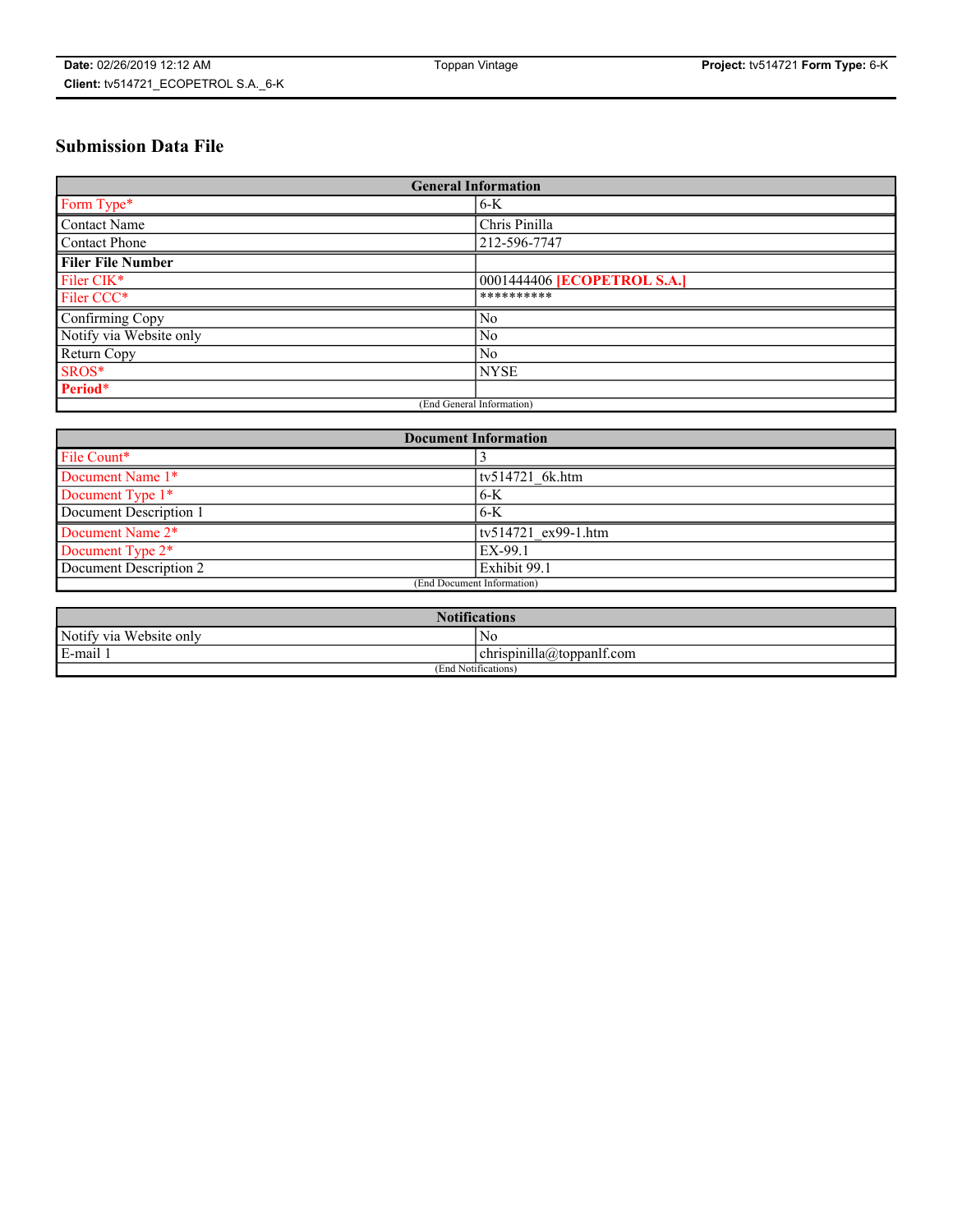## Submission Data File

| General Information | |
|---|---|
| Form Type* | 6-K |
| Contact Name | Chris Pinilla |
| Contact Phone | 212-596-7747 |
| **Filer File Number** | |
| Filer CIK* | 0001444406 **[ECOPETROL S.A.]** |
| Filer CCC* | ********** |
| Confirming Copy | No |
| Notify via Website only | No |
| Return Copy | No |
| SROS* | NYSE |
| **Period*** | |
| (End General Information) | |

| Document Information | |
|---|---|
| File Count* | 3 |
| Document Name 1* | tv514721_6k.htm |
| Document Type 1* | 6-K |
| Document Description 1 | 6-K |
| Document Name 2* | tv514721_ex99-1.htm |
| Document Type 2* | EX-99.1 |
| Document Description 2 | Exhibit 99.1 |
| (End Document Information) | |

| Notifications | |
|---|---|
| Notify via Website only | No |
| E-mail 1 | chrispinilla@toppanlf.com |
| (End Notifications) | |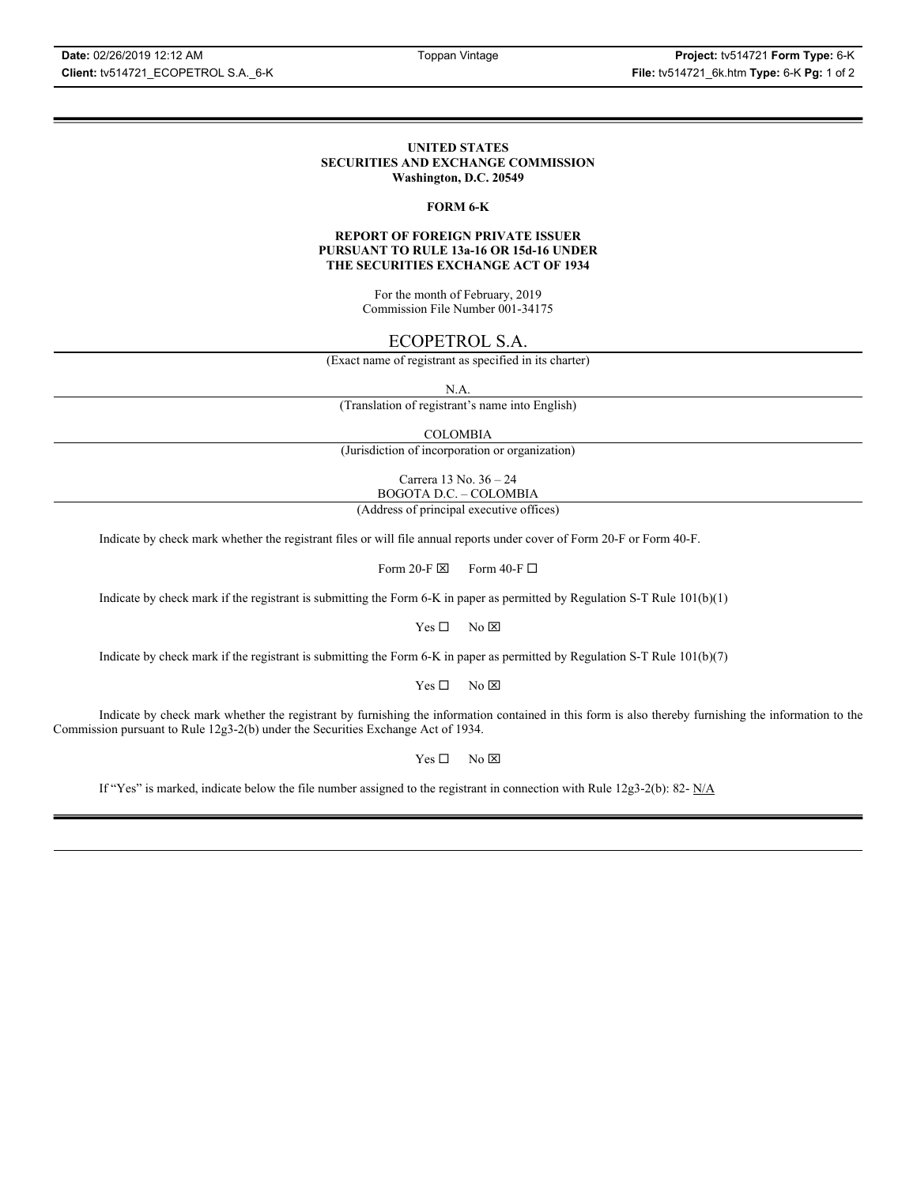**UNITED STATES**
**SECURITIES AND EXCHANGE COMMISSION**
**Washington, D.C. 20549**

**FORM 6-K**

**REPORT OF FOREIGN PRIVATE ISSUER**
**PURSUANT TO RULE 13a-16 OR 15d-16 UNDER**
**THE SECURITIES EXCHANGE ACT OF 1934**

For the month of February, 2019
Commission File Number 001-34175

ECOPETROL S.A.

(Exact name of registrant as specified in its charter)

N.A.

(Translation of registrant's name into English)

COLOMBIA

(Jurisdiction of incorporation or organization)

Carrera 13 No. 36 – 24
BOGOTA D.C. – COLOMBIA

(Address of principal executive offices)

Indicate by check mark whether the registrant files or will file annual reports under cover of Form 20-F or Form 40-F.

Form 20-F ☒ Form 40-F ☐

Indicate by check mark if the registrant is submitting the Form 6-K in paper as permitted by Regulation S-T Rule 101(b)(1)

Yes ☐ No ☒

Indicate by check mark if the registrant is submitting the Form 6-K in paper as permitted by Regulation S-T Rule 101(b)(7)

Yes ☐ No ☒

Indicate by check mark whether the registrant by furnishing the information contained in this form is also thereby furnishing the information to the Commission pursuant to Rule 12g3-2(b) under the Securities Exchange Act of 1934.

Yes ☐ No ☒

If "Yes" is marked, indicate below the file number assigned to the registrant in connection with Rule 12g3-2(b): 82- N/A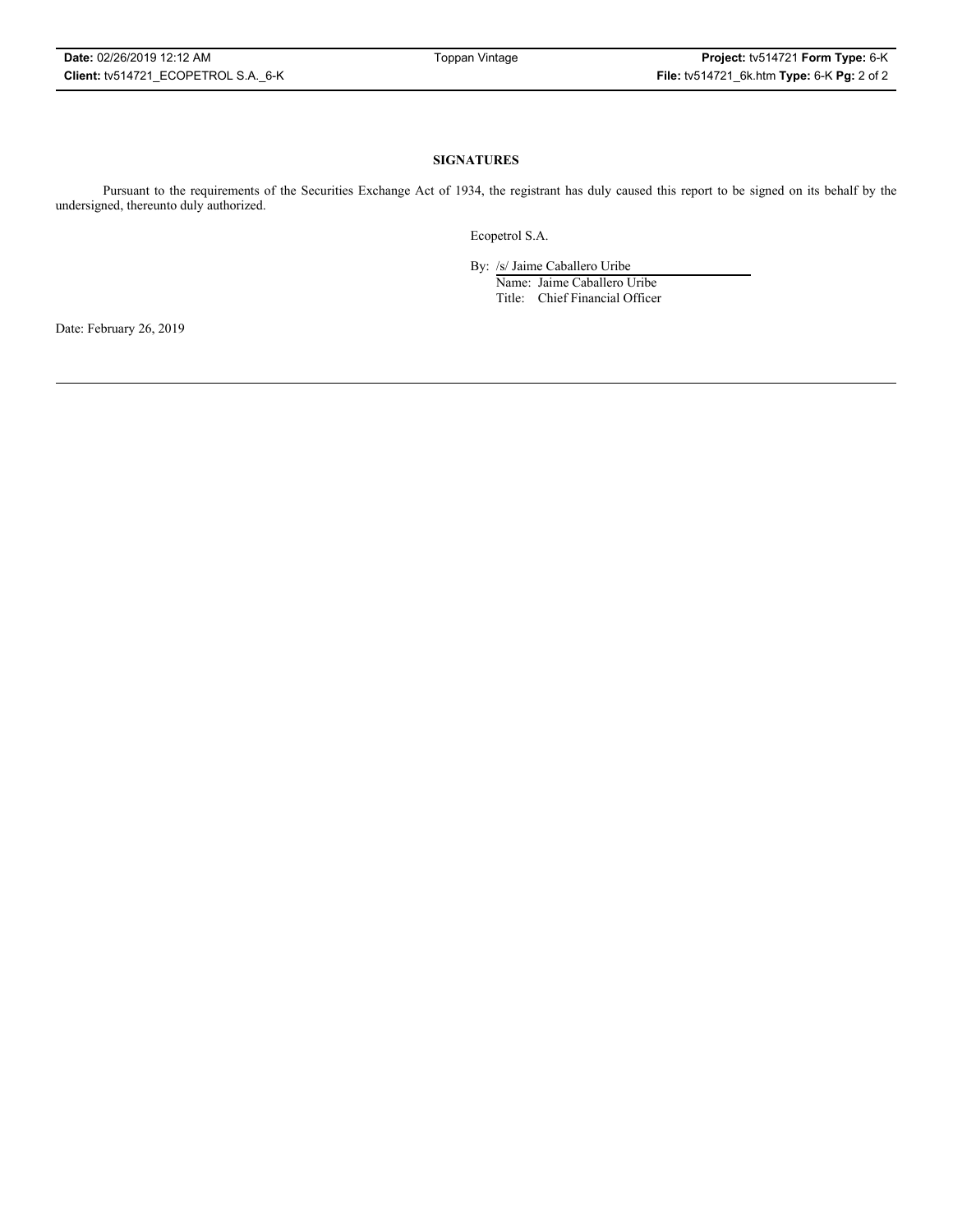**SIGNATURES**

Pursuant to the requirements of the Securities Exchange Act of 1934, the registrant has duly caused this report to be signed on its behalf by the undersigned, thereunto duly authorized.

Ecopetrol S.A.

By: /s/ Jaime Caballero Uribe

Name: Jaime Caballero Uribe

Title: Chief Financial Officer

Date: February 26, 2019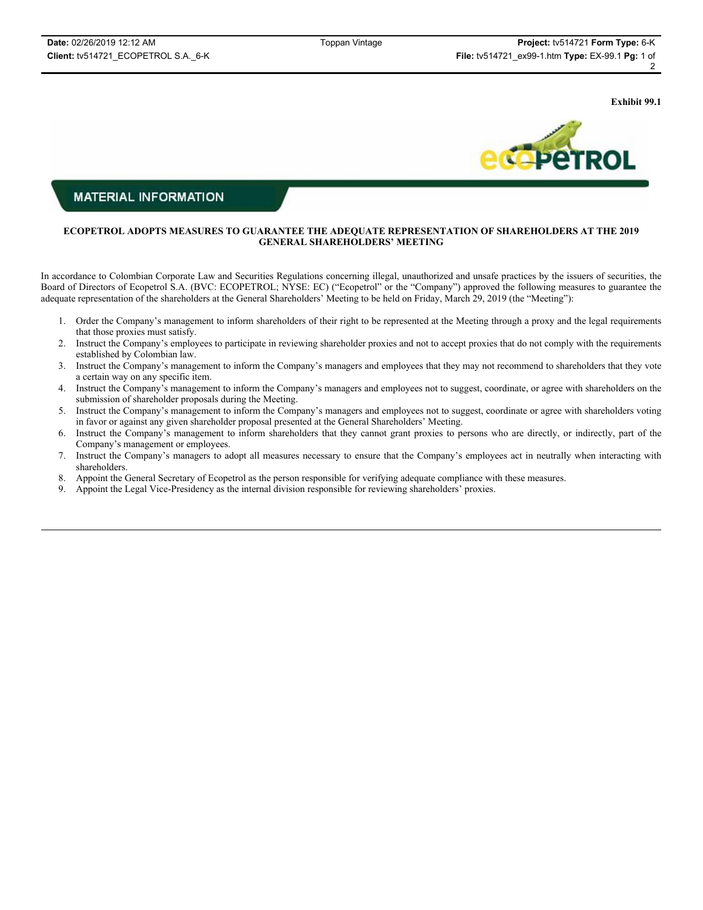Exhibit 99.1

MATERIAL INFORMATION

**ECOPETROL ADOPTS MEASURES TO GUARANTEE THE ADEQUATE REPRESENTATION OF SHAREHOLDERS AT THE 2019 GENERAL SHAREHOLDERS' MEETING**

In accordance to Colombian Corporate Law and Securities Regulations concerning illegal, unauthorized and unsafe practices by the issuers of securities, the Board of Directors of Ecopetrol S.A. (BVC: ECOPETROL; NYSE: EC) ("Ecopetrol" or the "Company") approved the following measures to guarantee the adequate representation of the shareholders at the General Shareholders' Meeting to be held on Friday, March 29, 2019 (the "Meeting"):

1. Order the Company's management to inform shareholders of their right to be represented at the Meeting through a proxy and the legal requirements that those proxies must satisfy.
2. Instruct the Company's employees to participate in reviewing shareholder proxies and not to accept proxies that do not comply with the requirements established by Colombian law.
3. Instruct the Company's management to inform the Company's managers and employees that they may not recommend to shareholders that they vote a certain way on any specific item.
4. Instruct the Company's management to inform the Company's managers and employees not to suggest, coordinate, or agree with shareholders on the submission of shareholder proposals during the Meeting.
5. Instruct the Company's management to inform the Company's managers and employees not to suggest, coordinate or agree with shareholders voting in favor or against any given shareholder proposal presented at the General Shareholders' Meeting.
6. Instruct the Company's management to inform shareholders that they cannot grant proxies to persons who are directly, or indirectly, part of the Company's management or employees.
7. Instruct the Company's managers to adopt all measures necessary to ensure that the Company's employees act in neutrally when interacting with shareholders.
8. Appoint the General Secretary of Ecopetrol as the person responsible for verifying adequate compliance with these measures.
9. Appoint the Legal Vice-Presidency as the internal division responsible for reviewing shareholders' proxies.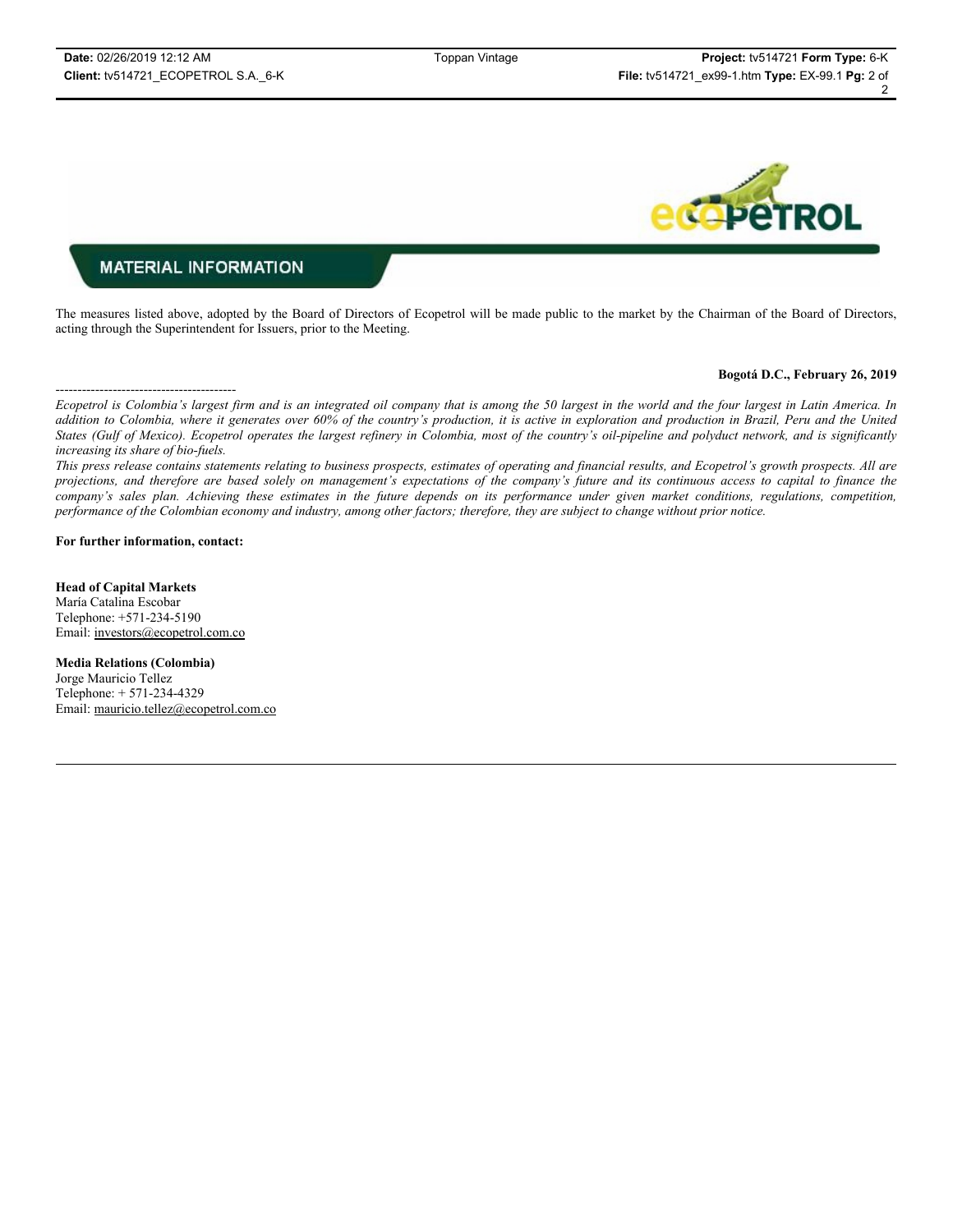## MATERIAL INFORMATION

The measures listed above, adopted by the Board of Directors of Ecopetrol will be made public to the market by the Chairman of the Board of Directors, acting through the Superintendent for Issuers, prior to the Meeting.

**Bogotá D.C., February 26, 2019**

-----------------------------------------

*Ecopetrol is Colombia's largest firm and is an integrated oil company that is among the 50 largest in the world and the four largest in Latin America. In addition to Colombia, where it generates over 60% of the country's production, it is active in exploration and production in Brazil, Peru and the United States (Gulf of Mexico). Ecopetrol operates the largest refinery in Colombia, most of the country's oil-pipeline and polyduct network, and is significantly increasing its share of bio-fuels.*

*This press release contains statements relating to business prospects, estimates of operating and financial results, and Ecopetrol's growth prospects. All are projections, and therefore are based solely on management's expectations of the company's future and its continuous access to capital to finance the company's sales plan. Achieving these estimates in the future depends on its performance under given market conditions, regulations, competition, performance of the Colombian economy and industry, among other factors; therefore, they are subject to change without prior notice.*

**For further information, contact:**

**Head of Capital Markets**
María Catalina Escobar
Telephone: +571-234-5190
Email: investors@ecopetrol.com.co

**Media Relations (Colombia)**
Jorge Mauricio Tellez
Telephone: + 571-234-4329
Email: mauricio.tellez@ecopetrol.com.co